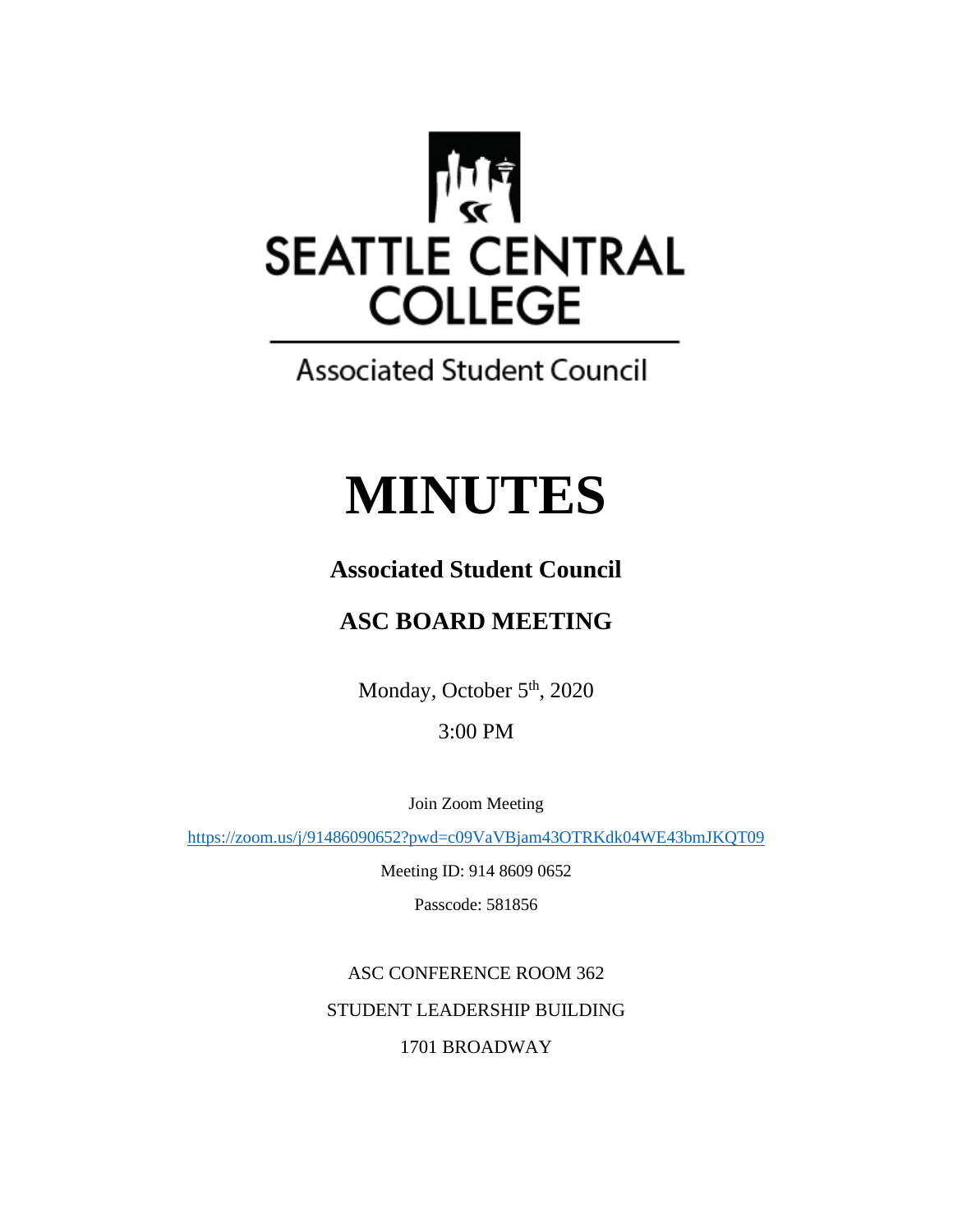SEATTLE CENTRAL COLLEGE

Associated Student Council

# MINUTES

## Associated Student Council

## ASC BOARD MEETING

Monday, October 5th, 2020

3:00 PM

Join Zoom Meeting

https://zoom.us/j/91486090652?pwd=c09VaVBjam43OTRKdk04WE43bmJKQT09

Meeting ID: 914 8609 0652

Passcode: 581856

ASC CONFERENCE ROOM 362

STUDENT LEADERSHIP BUILDING

1701 BROADWAY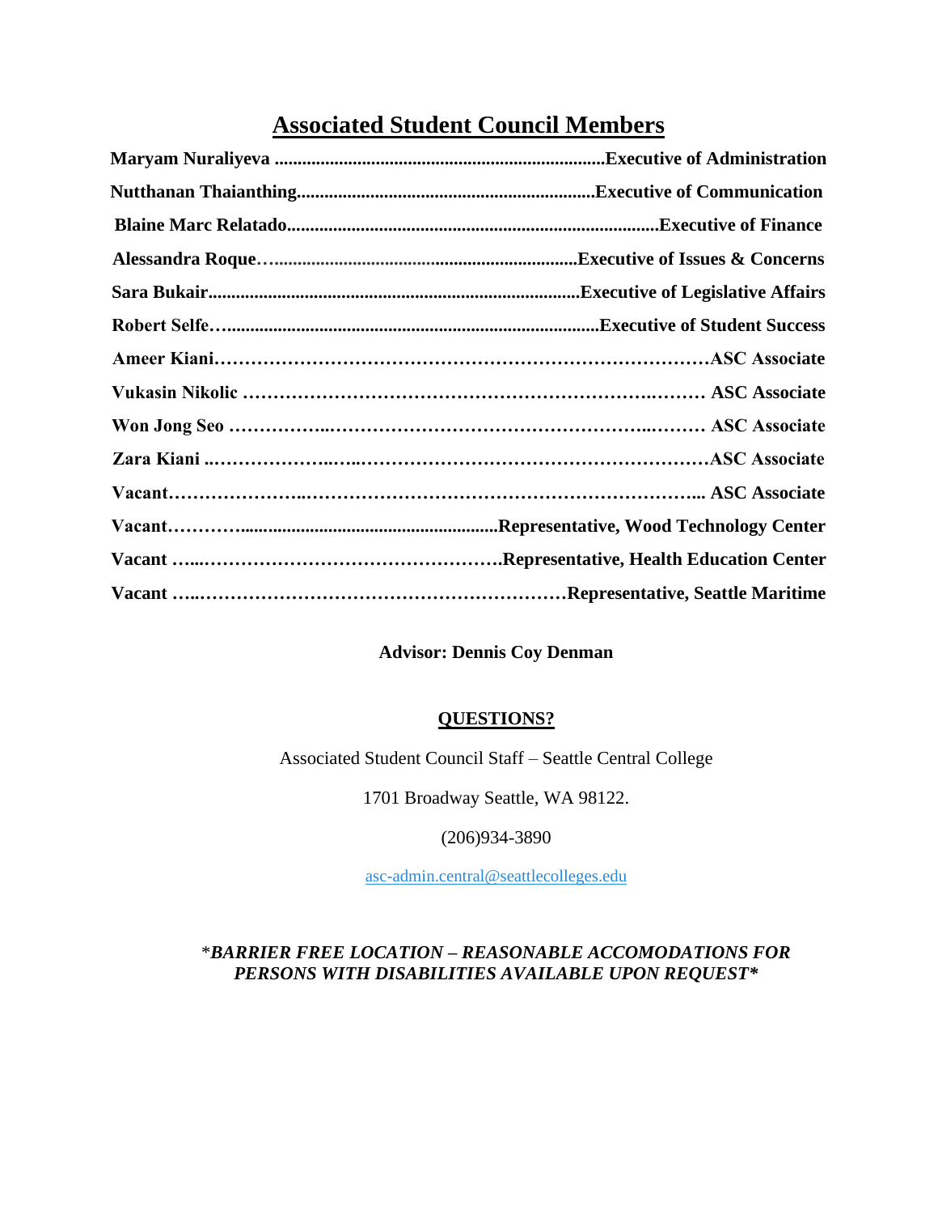## Associated Student Council Members

**Maryam Nuraliyeva ........................................................................Executive of Administration**

**Nutthanan Thaianthing.................................................................Executive of Communication**

**Blaine Marc Relatado.................................................................................Executive of Finance**

**Alessandra Roque…..................................................................Executive of Issues & Concerns**

**Sara Bukair..................................................................................Executive of Legislative Affairs**

**Robert Selfe…...............................................................................Executive of Student Success**

**Ameer Kiani……………………………………………………………………ASC Associate**

**Vukasin Nikolic ………………………………………………………….……… ASC Associate**

**Won Jong Seo ……………...………………………………………….…..……… ASC Associate**

**Zara Kiani ..………………..…..…………………………………………………ASC Associate**

**Vacant…………………..…………………………………………………………... ASC Associate**

**Vacant…………........................................................Representative, Wood Technology Center**

**Vacant …...………………………………………….Representative, Health Education Center**

**Vacant …..……………………………………………………Representative, Seattle Maritime**

**Advisor: Dennis Coy Denman**

**QUESTIONS?**

Associated Student Council Staff – Seattle Central College

1701 Broadway Seattle, WA 98122.

(206)934-3890

asc-admin.central@seattlecolleges.edu

*\*BARRIER FREE LOCATION – REASONABLE ACCOMODATIONS FOR PERSONS WITH DISABILITIES AVAILABLE UPON REQUEST\**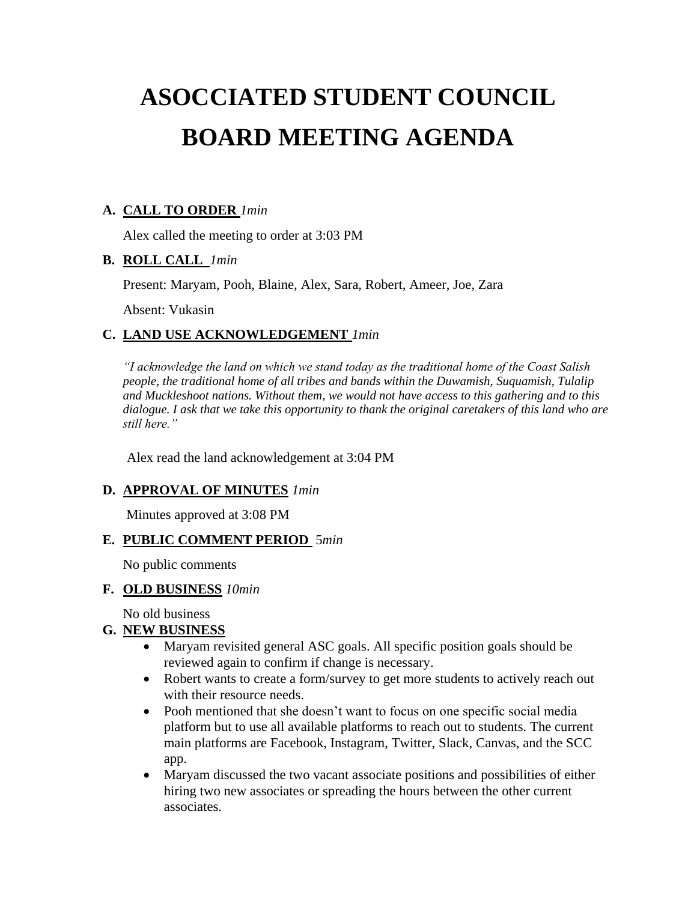# ASOCCIATED STUDENT COUNCIL BOARD MEETING AGENDA

### A. CALL TO ORDER *1min*

Alex called the meeting to order at 3:03 PM

### B. ROLL CALL *1min*

Present: Maryam, Pooh, Blaine, Alex, Sara, Robert, Ameer, Joe, Zara

Absent: Vukasin

### C. LAND USE ACKNOWLEDGEMENT *1min*

*"I acknowledge the land on which we stand today as the traditional home of the Coast Salish people, the traditional home of all tribes and bands within the Duwamish, Suquamish, Tulalip and Muckleshoot nations. Without them, we would not have access to this gathering and to this dialogue. I ask that we take this opportunity to thank the original caretakers of this land who are still here."*

Alex read the land acknowledgement at 3:04 PM

### D. APPROVAL OF MINUTES *1min*

Minutes approved at 3:08 PM

### E. PUBLIC COMMENT PERIOD 5*min*

No public comments

### F. OLD BUSINESS *10min*

No old business

### G. NEW BUSINESS

- Maryam revisited general ASC goals. All specific position goals should be reviewed again to confirm if change is necessary.
- Robert wants to create a form/survey to get more students to actively reach out with their resource needs.
- Pooh mentioned that she doesn't want to focus on one specific social media platform but to use all available platforms to reach out to students. The current main platforms are Facebook, Instagram, Twitter, Slack, Canvas, and the SCC app.
- Maryam discussed the two vacant associate positions and possibilities of either hiring two new associates or spreading the hours between the other current associates.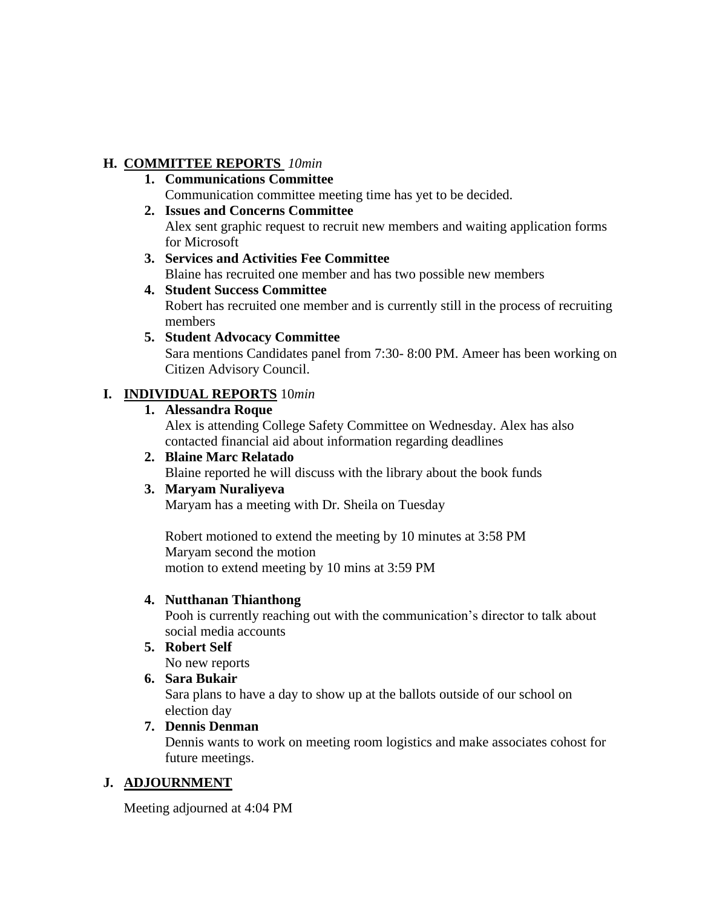## H. **COMMITTEE REPORTS** *10min*

1. **Communications Committee**
   Communication committee meeting time has yet to be decided.
2. **Issues and Concerns Committee**
   Alex sent graphic request to recruit new members and waiting application forms for Microsoft
3. **Services and Activities Fee Committee**
   Blaine has recruited one member and has two possible new members
4. **Student Success Committee**
   Robert has recruited one member and is currently still in the process of recruiting members
5. **Student Advocacy Committee**
   Sara mentions Candidates panel from 7:30- 8:00 PM. Ameer has been working on Citizen Advisory Council.

## I. **INDIVIDUAL REPORTS** 10*min*

1. **Alessandra Roque**
   Alex is attending College Safety Committee on Wednesday. Alex has also contacted financial aid about information regarding deadlines
2. **Blaine Marc Relatado**
   Blaine reported he will discuss with the library about the book funds
3. **Maryam Nuraliyeva**
   Maryam has a meeting with Dr. Sheila on Tuesday

   Robert motioned to extend the meeting by 10 minutes at 3:58 PM
   Maryam second the motion
   motion to extend meeting by 10 mins at 3:59 PM

4. **Nutthanan Thianthong**
   Pooh is currently reaching out with the communication's director to talk about social media accounts
5. **Robert Self**
   No new reports
6. **Sara Bukair**
   Sara plans to have a day to show up at the ballots outside of our school on election day
7. **Dennis Denman**
   Dennis wants to work on meeting room logistics and make associates cohost for future meetings.

## J. **ADJOURNMENT**

Meeting adjourned at 4:04 PM